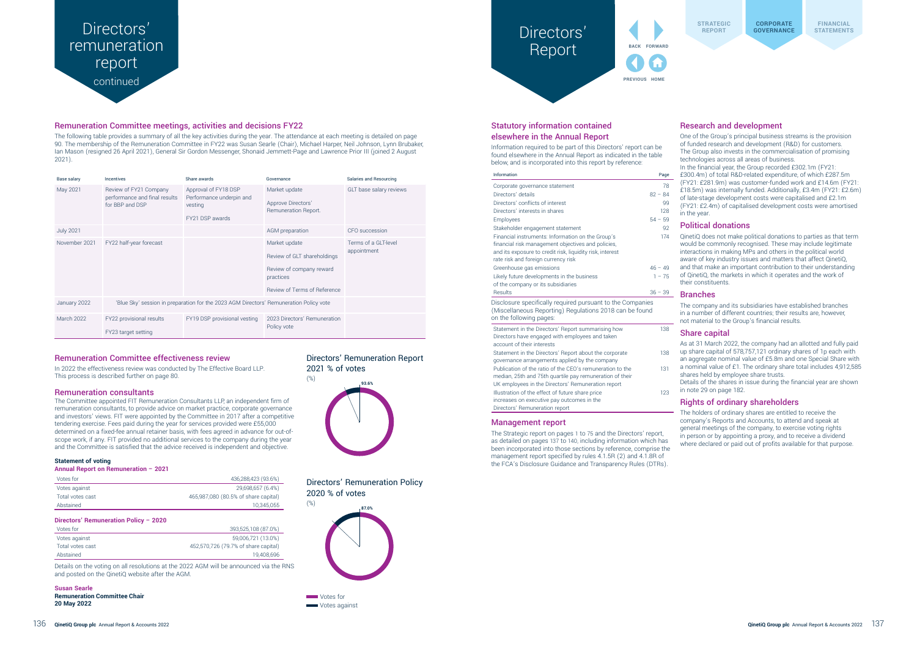# Directors' remuneration report continued

## Remuneration Committee meetings, activities and decisions FY22

The following table provides a summary of all the key activities during the year. The attendance at each meeting is detailed on page 90. The membership of the Remuneration Committee in FY22 was Susan Searle (Chair), Michael Harper, Neil Johnson, Lynn Brubaker, Ian Mason (resigned 26 April 2021), General Sir Gordon Messenger, Shonaid Jemmett-Page and Lawrence Prior III (joined 2 August 2021).

| Base salary | Incentives | Share awards | Governance | Salaries and Resourcing |
|---|---|---|---|---|
| May 2021 | Review of FY21 Company performance and final results for BBP and DSP | Approval of FY18 DSP Performance underpin and vesting<br><br>FY21 DSP awards | Market update<br><br>Approve Directors' Remuneration Report. | GLT base salary reviews |
| July 2021 | | | AGM preparation | CFO succession |
| November 2021 | FY22 half-year forecast | | Market update<br><br>Review of GLT shareholdings<br><br>Review of company reward practices<br><br>Review of Terms of Reference | Terms of a GLT-level appointment |
| January 2022 | 'Blue Sky' session in preparation for the 2023 AGM Directors' Remuneration Policy vote | | | |
| March 2022 | FY22 provisional results<br><br>FY23 target setting | FY19 DSP provisional vesting | 2023 Directors' Remuneration Policy vote | |

## Remuneration Committee effectiveness review

In 2022 the effectiveness review was conducted by The Effective Board LLP. This process is described further on page 80.

## Remuneration consultants

The Committee appointed FIT Remuneration Consultants LLP, an independent firm of remuneration consultants, to provide advice on market practice, corporate governance and investors' views. FIT were appointed by the Committee in 2017 after a competitive tendering exercise. Fees paid during the year for services provided were £55,000 determined on a fixed-fee annual retainer basis, with fees agreed in advance for out-of-scope work, if any. FIT provided no additional services to the company during the year and the Committee is satisfied that the advice received is independent and objective.

### Statement of voting

**Annual Report on Remuneration – 2021**

| | |
|---|---|
| Votes for | 436,288,423 (93.6%) |
| Votes against | 29,698,657 (6.4%) |
| Total votes cast | 465,987,080 (80.5% of share capital) |
| Abstained | 10,345,055 |

**Directors' Remuneration Policy – 2020**

| | |
|---|---|
| Votes for | 393,525,108 (87.0%) |
| Votes against | 59,006,721 (13.0%) |
| Total votes cast | 452,570,726 (79.7% of share capital) |
| Abstained | 19,408,696 |

Details on the voting on all resolutions at the 2022 AGM will be announced via the RNS and posted on the QinetiQ website after the AGM.

**Susan Searle**
**Remuneration Committee Chair**
**20 May 2022**

Directors' Remuneration Report 2021 % of votes (%)

93.6%

Directors' Remuneration Policy 2020 % of votes (%)

87.0%

Votes for
Votes against

# Directors' Report

## Statutory information contained elsewhere in the Annual Report

Information required to be part of this Directors' report can be found elsewhere in the Annual Report as indicated in the table below, and is incorporated into this report by reference:

| Information | Page |
|---|---|
| Corporate governance statement | 78 |
| Directors' details | 82 – 84 |
| Directors' conflicts of interest | 99 |
| Directors' interests in shares | 128 |
| Employees | 54 – 59 |
| Stakeholder engagement statement | 92 |
| Financial instruments: Information on the Group's financial risk management objectives and policies, and its exposure to credit risk, liquidity risk, interest rate risk and foreign currency risk | 174 |
| Greenhouse gas emissions | 46 – 49 |
| Likely future developments in the business of the company or its subsidiaries | 1 – 75 |
| Results | 36 – 39 |

Disclosure specifically required pursuant to the Companies (Miscellaneous Reporting) Regulations 2018 can be found on the following pages:

| | |
|---|---|
| Statement in the Directors' Report summarising how Directors have engaged with employees and taken account of their interests | 138 |
| Statement in the Directors' Report about the corporate governance arrangements applied by the company | 138 |
| Publication of the ratio of the CEO's remuneration to the median, 25th and 75th quartile pay remuneration of their UK employees in the Directors' Remuneration report | 131 |
| Illustration of the effect of future share price increases on executive pay outcomes in the Directors' Remuneration report | 123 |

## Management report

The Strategic report on pages 1 to 75 and the Directors' report, as detailed on pages 137 to 140, including information which has been incorporated into those sections by reference, comprise the management report specified by rules 4.1.5R (2) and 4.1.8R of the FCA's Disclosure Guidance and Transparency Rules (DTRs).

## Research and development

One of the Group's principal business streams is the provision of funded research and development (R&D) for customers. The Group also invests in the commercialisation of promising technologies across all areas of business.

In the financial year, the Group recorded £302.1m (FY21: £300.4m) of total R&D-related expenditure, of which £287.5m (FY21: £281.9m) was customer-funded work and £14.6m (FY21: £18.5m) was internally funded. Additionally, £3.4m (FY21: £2.6m) of late-stage development costs were capitalised and £2.1m (FY21: £2.4m) of capitalised development costs were amortised in the year.

## Political donations

QinetiQ does not make political donations to parties as that term would be commonly recognised. These may include legitimate interactions in making MPs and others in the political world aware of key industry issues and matters that affect QinetiQ, and that make an important contribution to their understanding of QinetiQ, the markets in which it operates and the work of their constituents.

## Branches

The company and its subsidiaries have established branches in a number of different countries; their results are, however, not material to the Group's financial results.

## Share capital

As at 31 March 2022, the company had an allotted and fully paid up share capital of 578,757,121 ordinary shares of 1p each with an aggregate nominal value of £5.8m and one Special Share with a nominal value of £1. The ordinary share total includes 4,912,585 shares held by employee share trusts.

Details of the shares in issue during the financial year are shown in note 29 on page 182.

## Rights of ordinary shareholders

The holders of ordinary shares are entitled to receive the company's Reports and Accounts, to attend and speak at general meetings of the company, to exercise voting rights in person or by appointing a proxy, and to receive a dividend where declared or paid out of profits available for that purpose.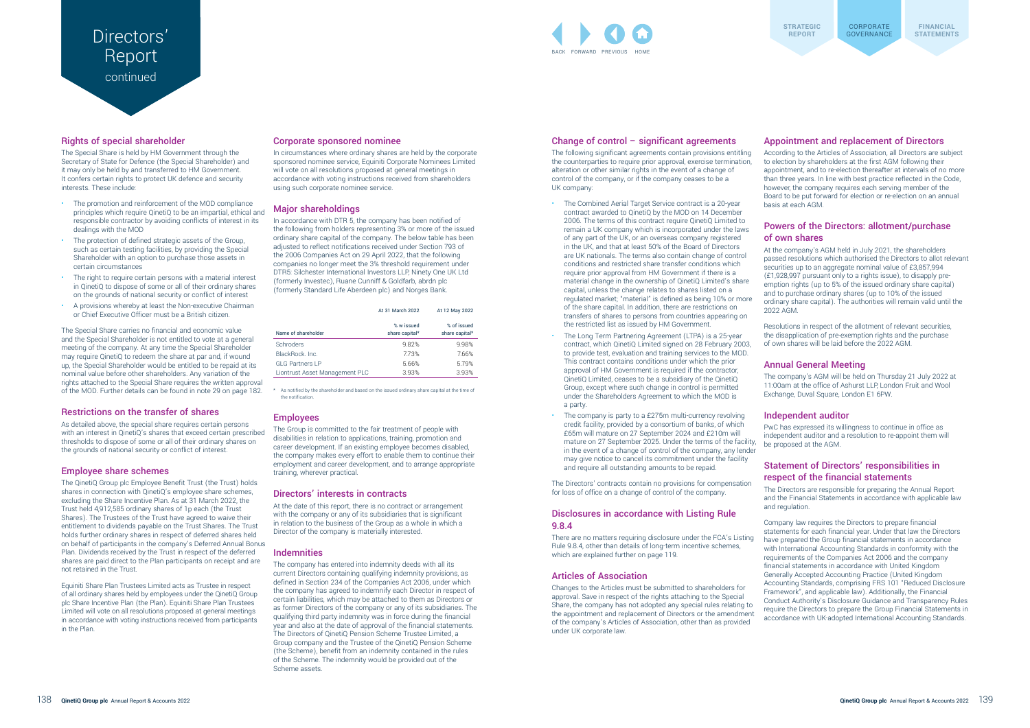# Directors' Report continued

## Rights of special shareholder

The Special Share is held by HM Government through the Secretary of State for Defence (the Special Shareholder) and it may only be held by and transferred to HM Government. It confers certain rights to protect UK defence and security interests. These include:

- The promotion and reinforcement of the MOD compliance principles which require QinetiQ to be an impartial, ethical and responsible contractor by avoiding conflicts of interest in its dealings with the MOD
- The protection of defined strategic assets of the Group, such as certain testing facilities, by providing the Special Shareholder with an option to purchase those assets in certain circumstances
- The right to require certain persons with a material interest in QinetiQ to dispose of some or all of their ordinary shares on the grounds of national security or conflict of interest
- A provisions whereby at least the Non-executive Chairman or Chief Executive Officer must be a British citizen.

The Special Share carries no financial and economic value and the Special Shareholder is not entitled to vote at a general meeting of the company. At any time the Special Shareholder may require QinetiQ to redeem the share at par and, if wound up, the Special Shareholder would be entitled to be repaid at its nominal value before other shareholders. Any variation of the rights attached to the Special Share requires the written approval of the MOD. Further details can be found in note 29 on page 182.

## Restrictions on the transfer of shares

As detailed above, the special share requires certain persons with an interest in QinetiQ's shares that exceed certain prescribed thresholds to dispose of some or all of their ordinary shares on the grounds of national security or conflict of interest.

## Employee share schemes

The QinetiQ Group plc Employee Benefit Trust (the Trust) holds shares in connection with QinetiQ's employee share schemes, excluding the Share Incentive Plan. As at 31 March 2022, the Trust held 4,912,585 ordinary shares of 1p each (the Trust Shares). The Trustees of the Trust have agreed to waive their entitlement to dividends payable on the Trust Shares. The Trust holds further ordinary shares in respect of deferred shares held on behalf of participants in the company's Deferred Annual Bonus Plan. Dividends received by the Trust in respect of the deferred shares are paid direct to the Plan participants on receipt and are not retained in the Trust.

Equiniti Share Plan Trustees Limited acts as Trustee in respect of all ordinary shares held by employees under the QinetiQ Group plc Share Incentive Plan (the Plan). Equiniti Share Plan Trustees Limited will vote on all resolutions proposed at general meetings in accordance with voting instructions received from participants in the Plan.

## Corporate sponsored nominee

In circumstances where ordinary shares are held by the corporate sponsored nominee service, Equiniti Corporate Nominees Limited will vote on all resolutions proposed at general meetings in accordance with voting instructions received from shareholders using such corporate nominee service.

## Major shareholdings

In accordance with DTR 5, the company has been notified of the following from holders representing 3% or more of the issued ordinary share capital of the company. The below table has been adjusted to reflect notifications received under Section 793 of the 2006 Companies Act on 29 April 2022, that the following companies no longer meet the 3% threshold requirement under DTR5: Silchester International Investors LLP, Ninety One UK Ltd (formerly Investec), Ruane Cunniff & Goldfarb, abrdn plc (formerly Standard Life Aberdeen plc) and Norges Bank.

| Name of shareholder | At 31 March 2022 % w issued share capital* | At 12 May 2022 % of issued share capital* |
|---|---|---|
| Schroders | 9.82% | 9.98% |
| BlackRock. Inc. | 7.73% | 7.66% |
| GLG Partners LP | 5.66% | 5.79% |
| Liontrust Asset Management PLC | 3.93% | 3.93% |

\* As notified by the shareholder and based on the issued ordinary share capital at the time of the notification.

## Employees

The Group is committed to the fair treatment of people with disabilities in relation to applications, training, promotion and career development. If an existing employee becomes disabled, the company makes every effort to enable them to continue their employment and career development, and to arrange appropriate training, wherever practical.

## Directors' interests in contracts

At the date of this report, there is no contract or arrangement with the company or any of its subsidiaries that is significant in relation to the business of the Group as a whole in which a Director of the company is materially interested.

## Indemnities

The company has entered into indemnity deeds with all its current Directors containing qualifying indemnity provisions, as defined in Section 234 of the Companies Act 2006, under which the company has agreed to indemnify each Director in respect of certain liabilities, which may be attached to them as Directors or as former Directors of the company or any of its subsidiaries. The qualifying third party indemnity was in force during the financial year and also at the date of approval of the financial statements. The Directors of QinetiQ Pension Scheme Trustee Limited, a Group company and the Trustee of the QinetiQ Pension Scheme (the Scheme), benefit from an indemnity contained in the rules of the Scheme. The indemnity would be provided out of the Scheme assets.

## Change of control – significant agreements

The following significant agreements contain provisions entitling the counterparties to require prior approval, exercise termination, alteration or other similar rights in the event of a change of control of the company, or if the company ceases to be a UK company:

- The Combined Aerial Target Service contract is a 20-year contract awarded to QinetiQ by the MOD on 14 December 2006. The terms of this contract require QinetiQ Limited to remain a UK company which is incorporated under the laws of any part of the UK, or an overseas company registered in the UK, and that at least 50% of the Board of Directors are UK nationals. The terms also contain change of control conditions and restricted share transfer conditions which require prior approval from HM Government if there is a material change in the ownership of QinetiQ Limited's share capital, unless the change relates to shares listed on a regulated market; "material" is defined as being 10% or more of the share capital. In addition, there are restrictions on transfers of shares to persons from countries appearing on the restricted list as issued by HM Government.
- The Long Term Partnering Agreement (LTPA) is a 25-year contract, which QinetiQ Limited signed on 28 February 2003, to provide test, evaluation and training services to the MOD. This contract contains conditions under which the prior approval of HM Government is required if the contractor, QinetiQ Limited, ceases to be a subsidiary of the QinetiQ Group, except where such change in control is permitted under the Shareholders Agreement to which the MOD is a party.
- The company is party to a £275m multi-currency revolving credit facility, provided by a consortium of banks, of which £65m will mature on 27 September 2024 and £210m will mature on 27 September 2025. Under the terms of the facility, in the event of a change of control of the company, any lender may give notice to cancel its commitment under the facility and require all outstanding amounts to be repaid.

The Directors' contracts contain no provisions for compensation for loss of office on a change of control of the company.

## Disclosures in accordance with Listing Rule 9.8.4

There are no matters requiring disclosure under the FCA's Listing Rule 9.8.4, other than details of long-term incentive schemes, which are explained further on page 119.

## Articles of Association

Changes to the Articles must be submitted to shareholders for approval. Save in respect of the rights attaching to the Special Share, the company has not adopted any special rules relating to the appointment and replacement of Directors or the amendment of the company's Articles of Association, other than as provided under UK corporate law.

## Appointment and replacement of Directors

According to the Articles of Association, all Directors are subject to election by shareholders at the first AGM following their appointment, and to re-election thereafter at intervals of no more than three years. In line with best practice reflected in the Code, however, the company requires each serving member of the Board to be put forward for election or re-election on an annual basis at each AGM.

## Powers of the Directors: allotment/purchase of own shares

At the company's AGM held in July 2021, the shareholders passed resolutions which authorised the Directors to allot relevant securities up to an aggregate nominal value of £3,857,994 (£1,928,997 pursuant only to a rights issue), to disapply pre-emption rights (up to 5% of the issued ordinary share capital) and to purchase ordinary shares (up to 10% of the issued ordinary share capital). The authorities will remain valid until the 2022 AGM.

Resolutions in respect of the allotment of relevant securities, the disapplication of pre-exemption rights and the purchase of own shares will be laid before the 2022 AGM.

## Annual General Meeting

The company's AGM will be held on Thursday 21 July 2022 at 11:00am at the office of Ashurst LLP, London Fruit and Wool Exchange, Duval Square, London E1 6PW.

## Independent auditor

PwC has expressed its willingness to continue in office as independent auditor and a resolution to re-appoint them will be proposed at the AGM.

## Statement of Directors' responsibilities in respect of the financial statements

The Directors are responsible for preparing the Annual Report and the Financial Statements in accordance with applicable law and regulation.

Company law requires the Directors to prepare financial statements for each financial year. Under that law the Directors have prepared the Group financial statements in accordance with International Accounting Standards in conformity with the requirements of the Companies Act 2006 and the company financial statements in accordance with United Kingdom Generally Accepted Accounting Practice (United Kingdom Accounting Standards, comprising FRS 101 "Reduced Disclosure Framework", and applicable law). Additionally, the Financial Conduct Authority's Disclosure Guidance and Transparency Rules require the Directors to prepare the Group Financial Statements in accordance with UK-adopted International Accounting Standards.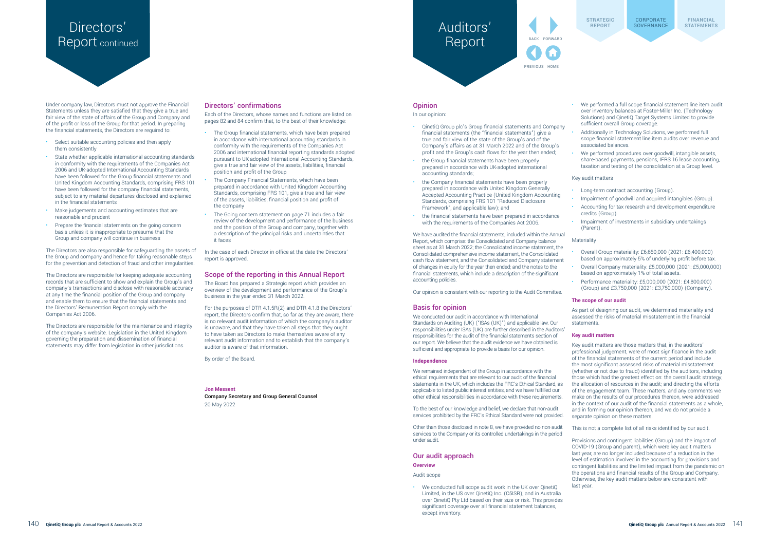# Directors' Report continued

Under company law, Directors must not approve the Financial Statements unless they are satisfied that they give a true and fair view of the state of affairs of the Group and Company and of the profit or loss of the Group for that period. In preparing the financial statements, the Directors are required to:

- Select suitable accounting policies and then apply them consistently
- State whether applicable international accounting standards in conformity with the requirements of the Companies Act 2006 and UK-adopted International Accounting Standards have been followed for the Group financial statements and United Kingdom Accounting Standards, comprising FRS 101 have been followed for the company financial statements, subject to any material departures disclosed and explained in the financial statements
- Make judgements and accounting estimates that are reasonable and prudent
- Prepare the financial statements on the going concern basis unless it is inappropriate to presume that the Group and company will continue in business

The Directors are also responsible for safeguarding the assets of the Group and company and hence for taking reasonable steps for the prevention and detection of fraud and other irregularities.

The Directors are responsible for keeping adequate accounting records that are sufficient to show and explain the Group's and company's transactions and disclose with reasonable accuracy at any time the financial position of the Group and company and enable them to ensure that the financial statements and the Directors' Remuneration Report comply with the Companies Act 2006.

The Directors are responsible for the maintenance and integrity of the company's website. Legislation in the United Kingdom governing the preparation and dissemination of financial statements may differ from legislation in other jurisdictions.

## Directors' confirmations

Each of the Directors, whose names and functions are listed on pages 82 and 84 confirm that, to the best of their knowledge:

- The Group financial statements, which have been prepared in accordance with international accounting standards in conformity with the requirements of the Companies Act 2006 and international financial reporting standards adopted pursuant to UK-adopted International Accounting Standards, give a true and fair view of the assets, liabilities, financial position and profit of the Group
- The Company Financial Statements, which have been prepared in accordance with United Kingdom Accounting Standards, comprising FRS 101, give a true and fair view of the assets, liabilities, financial position and profit of the company
- The Going concern statement on page 71 includes a fair review of the development and performance of the business and the position of the Group and company, together with a description of the principal risks and uncertainties that it faces

In the case of each Director in office at the date the Directors' report is approved.

## Scope of the reporting in this Annual Report

The Board has prepared a Strategic report which provides an overview of the development and performance of the Group's business in the year ended 31 March 2022.

For the purposes of DTR 4.1.5R(2) and DTR 4.1.8 the Directors' report, the Directors confirm that, so far as they are aware, there is no relevant audit information of which the company's auditor is unaware, and that they have taken all steps that they ought to have taken as Directors to make themselves aware of any relevant audit information and to establish that the company's auditor is aware of that information.

By order of the Board.

**Jon Messent**
Company Secretary and Group General Counsel
20 May 2022

# Auditors' Report

## Opinion

In our opinion:

- QinetiQ Group plc's Group financial statements and Company financial statements (the "financial statements") give a true and fair view of the state of the Group's and of the Company's affairs as at 31 March 2022 and of the Group's profit and the Group's cash flows for the year then ended;
- the Group financial statements have been properly prepared in accordance with UK-adopted international accounting standards;
- the Company financial statements have been properly prepared in accordance with United Kingdom Generally Accepted Accounting Practice (United Kingdom Accounting Standards, comprising FRS 101 "Reduced Disclosure Framework", and applicable law); and
- the financial statements have been prepared in accordance with the requirements of the Companies Act 2006.

We have audited the financial statements, included within the Annual Report, which comprise: the Consolidated and Company balance sheet as at 31 March 2022; the Consolidated income statement, the Consolidated comprehensive income statement, the Consolidated cash flow statement, and the Consolidated and Company statement of changes in equity for the year then ended; and the notes to the financial statements, which include a description of the significant accounting policies.

Our opinion is consistent with our reporting to the Audit Committee.

## Basis for opinion

We conducted our audit in accordance with International Standards on Auditing (UK) ("ISAs (UK)") and applicable law. Our responsibilities under ISAs (UK) are further described in the Auditors' responsibilities for the audit of the financial statements section of our report. We believe that the audit evidence we have obtained is sufficient and appropriate to provide a basis for our opinion.

### Independence

We remained independent of the Group in accordance with the ethical requirements that are relevant to our audit of the financial statements in the UK, which includes the FRC's Ethical Standard, as applicable to listed public interest entities, and we have fulfilled our other ethical responsibilities in accordance with these requirements.

To the best of our knowledge and belief, we declare that non-audit services prohibited by the FRC's Ethical Standard were not provided.

Other than those disclosed in note 8, we have provided no non-audit services to the Company or its controlled undertakings in the period under audit.

## Our audit approach

### Overview

Audit scope

- We conducted full scope audit work in the UK over QinetiQ Limited, in the US over QinetiQ Inc. (C5ISR), and in Australia over QinetiQ Pty Ltd based on their size or risk. This provides significant coverage over all financial statement balances, except inventory.
- We performed a full scope financial statement line item audit over inventory balances at Foster-Miller Inc. (Technology Solutions) and QinetiQ Target Systems Limited to provide sufficient overall Group coverage.
- Additionally in Technology Solutions, we performed full scope financial statement line item audits over revenue and associated balances.
- We performed procedures over goodwill, intangible assets, share-based payments, pensions, IFRS 16 lease accounting, taxation and testing of the consolidation at a Group level.

Key audit matters

- Long-term contract accounting (Group).
- Impairment of goodwill and acquired intangibles (Group).
- Accounting for tax research and development expenditure credits (Group).
- Impairment of investments in subsidiary undertakings (Parent).

Materiality

- Overall Group materiality: £6,650,000 (2021: £6,400,000) based on approximately 5% of underlying profit before tax.
- Overall Company materiality: £5,000,000 (2021: £5,000,000) based on approximately 1% of total assets.
- Performance materiality: £5,000,000 (2021: £4,800,000) (Group) and £3,750,000 (2021: £3,750,000) (Company).

### The scope of our audit

As part of designing our audit, we determined materiality and assessed the risks of material misstatement in the financial statements.

### Key audit matters

Key audit matters are those matters that, in the auditors' professional judgement, were of most significance in the audit of the financial statements of the current period and include the most significant assessed risks of material misstatement (whether or not due to fraud) identified by the auditors, including those which had the greatest effect on: the overall audit strategy; the allocation of resources in the audit; and directing the efforts of the engagement team. These matters, and any comments we make on the results of our procedures thereon, were addressed in the context of our audit of the financial statements as a whole, and in forming our opinion thereon, and we do not provide a separate opinion on these matters.

This is not a complete list of all risks identified by our audit.

Provisions and contingent liabilities (Group) and the impact of COVID-19 (Group and parent), which were key audit matters last year, are no longer included because of a reduction in the level of estimation involved in the accounting for provisions and contingent liabilities and the limited impact from the pandemic on the operations and financial results of the Group and Company. Otherwise, the key audit matters below are consistent with last year.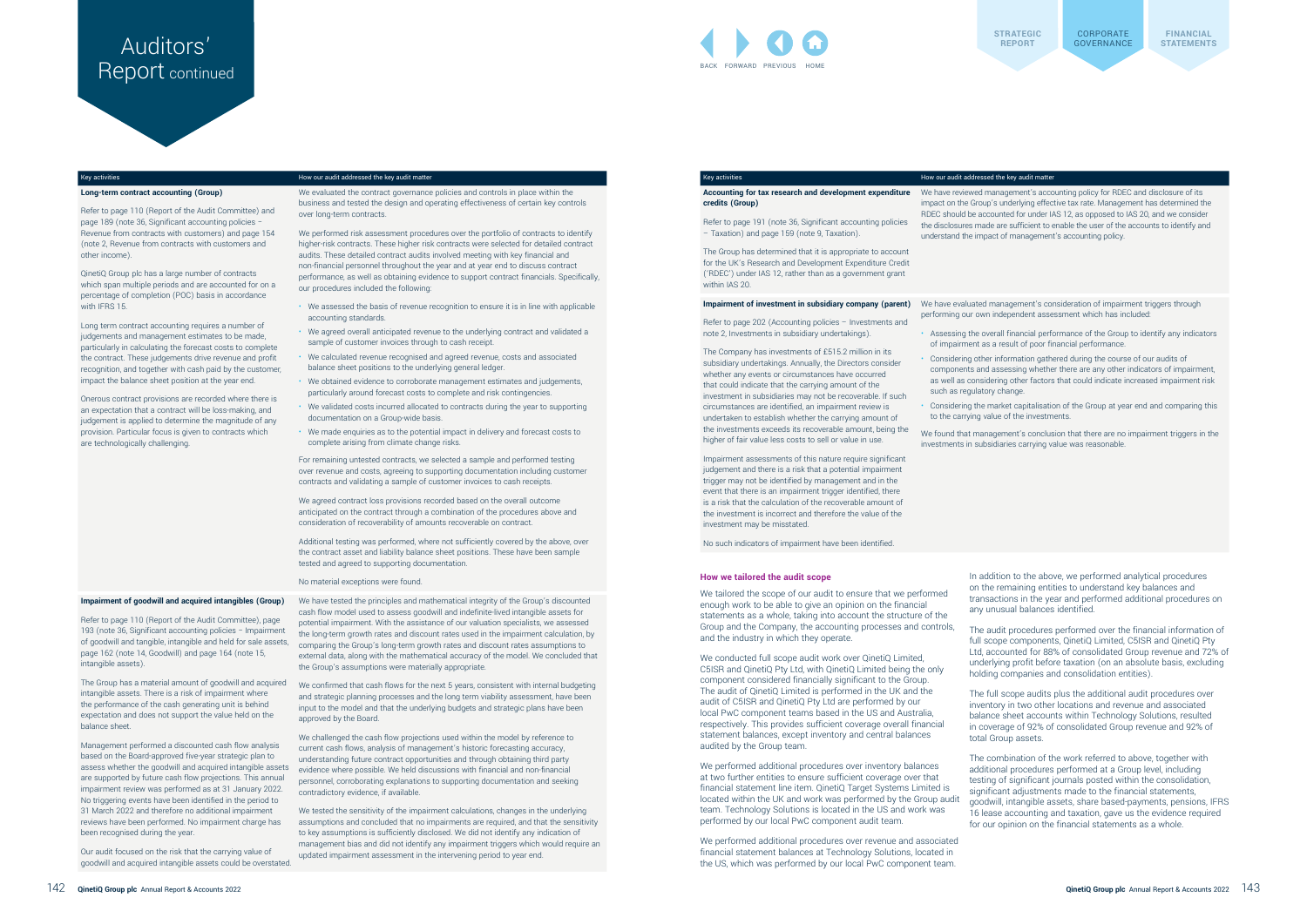# Auditors' Report continued

| Key activities | How our audit addressed the key audit matter |
| --- | --- |
| **Long-term contract accounting (Group)**<br><br>Refer to page 110 (Report of the Audit Committee) and page 189 (note 36, Significant accounting policies – Revenue from contracts with customers) and page 154 (note 2, Revenue from contracts with customers and other income).<br><br>QinetiQ Group plc has a large number of contracts which span multiple periods and are accounted for on a percentage of completion (POC) basis in accordance with IFRS 15.<br><br>Long term contract accounting requires a number of judgements and management estimates to be made, particularly in calculating the forecast costs to complete the contract. These judgements drive revenue and profit recognition, and together with cash paid by the customer, impact the balance sheet position at the year end.<br><br>Onerous contract provisions are recorded where there is an expectation that a contract will be loss-making, and judgement is applied to determine the magnitude of any provision. Particular focus is given to contracts which are technologically challenging. | We evaluated the contract governance policies and controls in place within the business and tested the design and operating effectiveness of certain key controls over long-term contracts.<br><br>We performed risk assessment procedures over the portfolio of contracts to identify higher-risk contracts. These higher risk contracts were selected for detailed contract audits. These detailed contract audits involved meeting with key financial and non-financial personnel throughout the year and at year end to discuss contract performance, as well as obtaining evidence to support contract financials. Specifically, our procedures included the following:<br><br>• We assessed the basis of revenue recognition to ensure it is in line with applicable accounting standards.<br>• We agreed overall anticipated revenue to the underlying contract and validated a sample of customer invoices to cash receipt.<br>• We calculated revenue recognised and agreed revenue, costs and associated balance sheet positions to the underlying general ledger.<br>• We obtained evidence to corroborate management estimates and judgements, particularly around forecast costs to complete and risk contingencies.<br>• We validated costs incurred allocated to contracts during the year to supporting documentation on a Group-wide basis.<br>• We made enquiries as to the potential impact in delivery and forecast costs to complete arising from climate change risks.<br><br>For remaining untested contracts, we selected a sample and performed testing over revenue and costs, agreeing to supporting documentation including customer contracts and validating a sample of customer invoices to cash receipts.<br><br>We agreed contract loss provisions recorded based on the overall outcome anticipated on the contract through a combination of the procedures above and consideration of recoverability of amounts recoverable on contract.<br><br>Additional testing was performed, where not sufficiently covered by the above, over the contract asset and liability balance sheet positions. These have been sample tested and agreed to supporting documentation.<br><br>No material exceptions were found. |
| **Impairment of goodwill and acquired intangibles (Group)**<br><br>Refer to page 110 (Report of the Audit Committee), page 193 (note 36, Significant accounting policies – Impairment of goodwill and tangible, intangible and held for sale assets, page 162 (note 14, Goodwill) and page 164 (note 15, intangible assets).<br><br>The Group has a material amount of goodwill and acquired intangible assets. There is a risk of impairment where the performance of the cash generating unit is behind expectation and does not support the value held on the balance sheet.<br><br>Management performed a discounted cash flow analysis based on the Board-approved five-year strategic plan to assess whether the goodwill and acquired intangible assets are supported by future cash flow projections. This annual impairment review was performed as at 31 January 2022. No triggering events have been identified in the period to 31 March 2022 and therefore no additional impairment reviews have been performed. No impairment charge has been recognised during the year.<br><br>Our audit focused on the risk that the carrying value of goodwill and acquired intangible assets could be overstated. | We have tested the principles and mathematical integrity of the Group's discounted cash flow model used to assess goodwill and indefinite-lived intangible assets for potential impairment. With the assistance of our valuation specialists, we assessed the long-term growth rates and discount rates used in the impairment calculation, by comparing the Group's long-term growth rates and discount rate assumptions to external data, along with the mathematical accuracy of the model. We concluded that the Group's assumptions were materially appropriate.<br><br>We confirmed that cash flows for the next 5 years, consistent with internal budgeting and strategic planning processes and the long term viability assessment, have been input to the model and that the underlying budgets and strategic plans have been approved by the Board.<br><br>We challenged the cash flow projections used within the model by reference to current cash flows, analysis of management's historic forecasting accuracy, understanding future contract opportunities and through obtaining third party evidence where possible. We held discussions with financial and non-financial personnel, corroborating explanations to supporting documentation and seeking contradictory evidence, if available.<br><br>We tested the sensitivity of the impairment calculations, changes in the underlying assumptions and concluded that no impairments are required, and that the sensitivity to key assumptions is sufficiently disclosed. We did not identify any indication of management bias and did not identify any impairment triggers which would require an updated impairment assessment in the intervening period to year end. |
| **Accounting for tax research and development expenditure credits (Group)**<br><br>Refer to page 191 (note 36, Significant accounting policies – Taxation) and page 159 (note 9, Taxation).<br><br>The Group has determined that it is appropriate to account for the UK's Research and Development Expenditure Credit ('RDEC') under IAS 12, rather than as a government grant within IAS 20. | We have reviewed management's accounting policy for RDEC and disclosure of its impact on the Group's underlying effective tax rate. Management has determined the RDEC should be accounted for under IAS 12, as opposed to IAS 20, and we consider the disclosures made are sufficient to enable the user of the accounts to identify and understand the impact of management's accounting policy. |
| **Impairment of investment in subsidiary company (parent)**<br><br>Refer to page 202 (Accounting policies – Investments and note 2, Investments in subsidiary undertakings).<br><br>The Company has investments of £515.2 million in its subsidiary undertakings. Annually, the Directors consider whether any events or circumstances have occurred that could indicate that the carrying amount of the investment in subsidiaries may not be recoverable. If such circumstances are identified, an impairment review is undertaken to establish whether the carrying amount of the investments exceeds its recoverable amount, being the higher of fair value less costs to sell or value in use.<br><br>Impairment assessments of this nature require significant judgement and there is a risk that a potential impairment trigger may not be identified by management and in the event that there is an impairment trigger identified, there is a risk that the calculation of the recoverable amount of the investment is incorrect and therefore the value of the investment may be misstated.<br><br>No such indicators of impairment have been identified. | We have evaluated management's consideration of impairment triggers through performing our own independent assessment which has included:<br><br>• Assessing the overall financial performance of the Group to identify any indicators of impairment as a result of poor financial performance.<br>• Considering other information gathered during the course of our audits of components and assessing whether there are any other indicators of impairment, as well as considering other factors that could indicate increased impairment risk such as regulatory change.<br>• Considering the market capitalisation of the Group at year end and comparing this to the carrying value of the investments.<br><br>We found that management's conclusion that there are no impairment triggers in the investments in subsidiaries carrying value was reasonable. |

### How we tailored the audit scope

We tailored the scope of our audit to ensure that we performed enough work to be able to give an opinion on the financial statements as a whole, taking into account the structure of the Group and the Company, the accounting processes and controls, and the industry in which they operate.

We conducted full scope audit work over QinetiQ Limited, C5ISR and QinetiQ Pty Ltd, with QinetiQ Limited being the only component considered financially significant to the Group. The audit of QinetiQ Limited is performed in the UK and the audit of C5ISR and QinetiQ Pty Ltd are performed by our local PwC component teams based in the US and Australia, respectively. This provides sufficient coverage overall financial statement balances, except inventory and central balances audited by the Group team.

We performed additional procedures over inventory balances at two further entities to ensure sufficient coverage over that financial statement line item. QinetiQ Target Systems Limited is located within the UK and work was performed by the Group audit team. Technology Solutions is located in the US and work was performed by our local PwC component audit team.

We performed additional procedures over revenue and associated financial statement balances at Technology Solutions, located in the US, which was performed by our local PwC component team.

In addition to the above, we performed analytical procedures on the remaining entities to understand key balances and transactions in the year and performed additional procedures on any unusual balances identified.

The audit procedures performed over the financial information of full scope components, QinetiQ Limited, C5ISR and QinetiQ Pty Ltd, accounted for 88% of consolidated Group revenue and 72% of underlying profit before taxation (on an absolute basis, excluding holding companies and consolidation entities).

The full scope audits plus the additional audit procedures over inventory in two other locations and revenue and associated balance sheet accounts within Technology Solutions, resulted in coverage of 92% of consolidated Group revenue and 92% of total Group assets.

The combination of the work referred to above, together with additional procedures performed at a Group level, including testing of significant journals posted within the consolidation, significant adjustments made to the financial statements, goodwill, intangible assets, share based-payments, pensions, IFRS 16 lease accounting and taxation, gave us the evidence required for our opinion on the financial statements as a whole.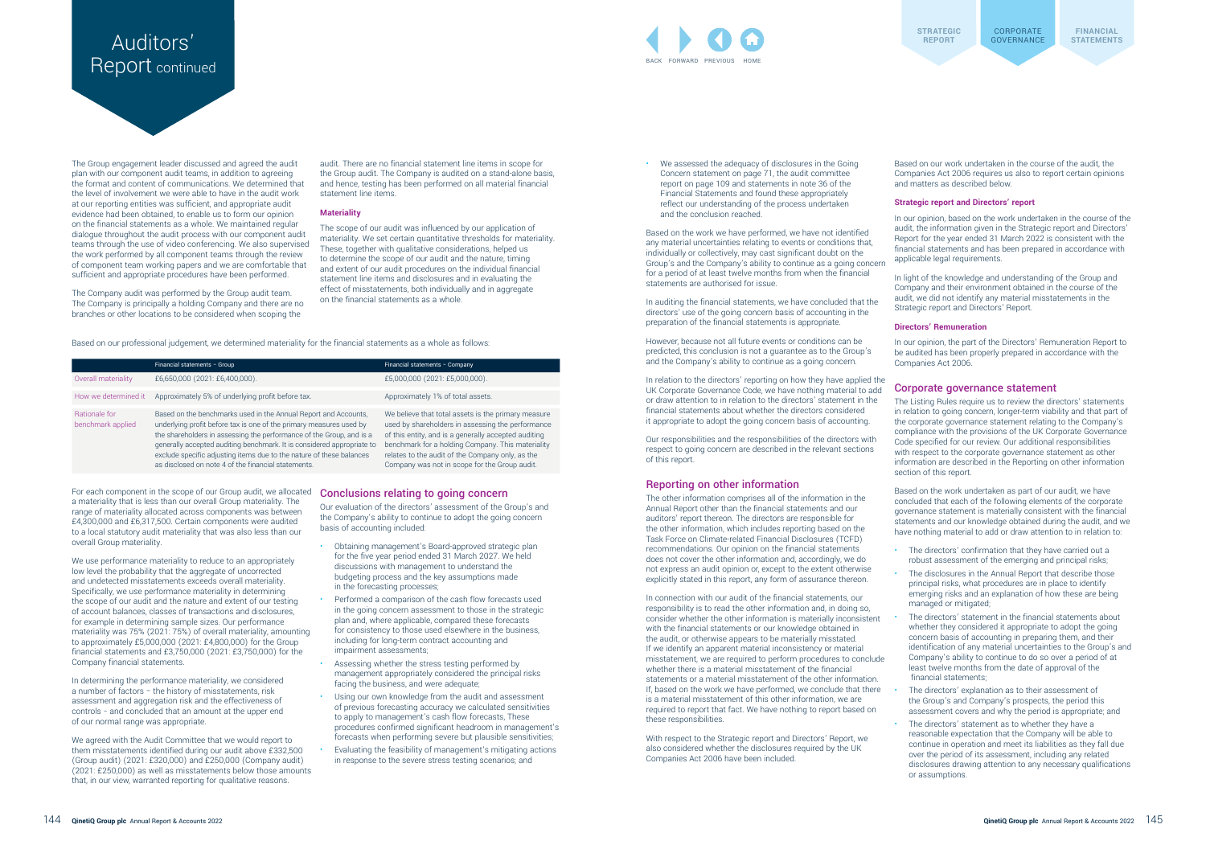# Auditors' Report continued

The Group engagement leader discussed and agreed the audit plan with our component audit teams, in addition to agreeing the format and content of communications. We determined that the level of involvement we were able to have in the audit work at our reporting entities was sufficient, and appropriate audit evidence had been obtained, to enable us to form our opinion on the financial statements as a whole. We maintained regular dialogue throughout the audit process with our component audit teams through the use of video conferencing. We also supervised the work performed by all component teams through the review of component team working papers and we are comfortable that sufficient and appropriate procedures have been performed.

The Company audit was performed by the Group audit team. The Company is principally a holding Company and there are no branches or other locations to be considered when scoping the audit. There are no financial statement line items in scope for the Group audit. The Company is audited on a stand-alone basis, and hence, testing has been performed on all material financial statement line items.

### Materiality

The scope of our audit was influenced by our application of materiality. We set certain quantitative thresholds for materiality. These, together with qualitative considerations, helped us to determine the scope of our audit and the nature, timing and extent of our audit procedures on the individual financial statement line items and disclosures and in evaluating the effect of misstatements, both individually and in aggregate on the financial statements as a whole.

Based on our professional judgement, we determined materiality for the financial statements as a whole as follows:

| | Financial statements – Group | Financial statements – Company |
|---|---|---|
| Overall materiality | £6,650,000 (2021: £6,400,000). | £5,000,000 (2021: £5,000,000). |
| How we determined it | Approximately 5% of underlying profit before tax. | Approximately 1% of total assets. |
| Rationale for benchmark applied | Based on the benchmarks used in the Annual Report and Accounts, underlying profit before tax is one of the primary measures used by the shareholders in assessing the performance of the Group, and is a generally accepted auditing benchmark. It is considered appropriate to exclude specific adjusting items due to the nature of these balances as disclosed on note 4 of the financial statements. | We believe that total assets is the primary measure used by shareholders in assessing the performance of this entity, and is a generally accepted auditing benchmark for a holding Company. This materiality relates to the audit of the Company only, as the Company was not in scope for the Group audit. |

For each component in the scope of our Group audit, we allocated a materiality that is less than our overall Group materiality. The range of materiality allocated across components was between £4,300,000 and £6,317,500. Certain components were audited to a local statutory audit materiality that was also less than our overall Group materiality.

We use performance materiality to reduce to an appropriately low level the probability that the aggregate of uncorrected and undetected misstatements exceeds overall materiality. Specifically, we use performance materiality in determining the scope of our audit and the nature and extent of our testing of account balances, classes of transactions and disclosures, for example in determining sample sizes. Our performance materiality was 75% (2021: 75%) of overall materiality, amounting to approximately £5,000,000 (2021: £4,800,000) for the Group financial statements and £3,750,000 (2021: £3,750,000) for the Company financial statements.

In determining the performance materiality, we considered a number of factors – the history of misstatements, risk assessment and aggregation risk and the effectiveness of controls - and concluded that an amount at the upper end of our normal range was appropriate.

We agreed with the Audit Committee that we would report to them misstatements identified during our audit above £332,500 (Group audit) (2021: £320,000) and £250,000 (Company audit) (2021: £250,000) as well as misstatements below those amounts that, in our view, warranted reporting for qualitative reasons.

## Conclusions relating to going concern

Our evaluation of the directors' assessment of the Group's and the Company's ability to continue to adopt the going concern basis of accounting included:

- Obtaining management's Board-approved strategic plan for the five year period ended 31 March 2027. We held discussions with management to understand the budgeting process and the key assumptions made in the forecasting processes;
- Performed a comparison of the cash flow forecasts used in the going concern assessment to those in the strategic plan and, where applicable, compared these forecasts for consistency to those used elsewhere in the business, including for long-term contract accounting and impairment assessments;
- Assessing whether the stress testing performed by management appropriately considered the principal risks facing the business, and were adequate;
- Using our own knowledge from the audit and assessment of previous forecasting accuracy we calculated sensitivities to apply to management's cash flow forecasts, These procedures confirmed significant headroom in management's forecasts when performing severe but plausible sensitivities;
- Evaluating the feasibility of management's mitigating actions in response to the severe stress testing scenarios; and
- We assessed the adequacy of disclosures in the Going Concern statement on page 71, the audit committee report on page 109 and statements in note 36 of the Financial Statements and found these appropriately reflect our understanding of the process undertaken and the conclusion reached.

Based on the work we have performed, we have not identified any material uncertainties relating to events or conditions that, individually or collectively, may cast significant doubt on the Group's and the Company's ability to continue as a going concern for a period of at least twelve months from when the financial statements are authorised for issue.

In auditing the financial statements, we have concluded that the directors' use of the going concern basis of accounting in the preparation of the financial statements is appropriate.

However, because not all future events or conditions can be predicted, this conclusion is not a guarantee as to the Group's and the Company's ability to continue as a going concern.

In relation to the directors' reporting on how they have applied the UK Corporate Governance Code, we have nothing material to add or draw attention to in relation to the directors' statement in the financial statements about whether the directors considered it appropriate to adopt the going concern basis of accounting.

Our responsibilities and the responsibilities of the directors with respect to going concern are described in the relevant sections of this report.

## Reporting on other information

The other information comprises all of the information in the Annual Report other than the financial statements and our auditors' report thereon. The directors are responsible for the other information, which includes reporting based on the Task Force on Climate-related Financial Disclosures (TCFD) recommendations. Our opinion on the financial statements does not cover the other information and, accordingly, we do not express an audit opinion or, except to the extent otherwise explicitly stated in this report, any form of assurance thereon.

In connection with our audit of the financial statements, our responsibility is to read the other information and, in doing so, consider whether the other information is materially inconsistent with the financial statements or our knowledge obtained in the audit, or otherwise appears to be materially misstated. If we identify an apparent material inconsistency or material misstatement, we are required to perform procedures to conclude whether there is a material misstatement of the financial statements or a material misstatement of the other information. If, based on the work we have performed, we conclude that there is a material misstatement of this other information, we are required to report that fact. We have nothing to report based on these responsibilities.

With respect to the Strategic report and Directors' Report, we also considered whether the disclosures required by the UK Companies Act 2006 have been included.

Based on our work undertaken in the course of the audit, the Companies Act 2006 requires us also to report certain opinions and matters as described below.

### Strategic report and Directors' report

In our opinion, based on the work undertaken in the course of the audit, the information given in the Strategic report and Directors' Report for the year ended 31 March 2022 is consistent with the financial statements and has been prepared in accordance with applicable legal requirements.

In light of the knowledge and understanding of the Group and Company and their environment obtained in the course of the audit, we did not identify any material misstatements in the Strategic report and Directors' Report.

### Directors' Remuneration

In our opinion, the part of the Directors' Remuneration Report to be audited has been properly prepared in accordance with the Companies Act 2006.

## Corporate governance statement

The Listing Rules require us to review the directors' statements in relation to going concern, longer-term viability and that part of the corporate governance statement relating to the Company's compliance with the provisions of the UK Corporate Governance Code specified for our review. Our additional responsibilities with respect to the corporate governance statement as other information are described in the Reporting on other information section of this report.

Based on the work undertaken as part of our audit, we have concluded that each of the following elements of the corporate governance statement is materially consistent with the financial statements and our knowledge obtained during the audit, and we have nothing material to add or draw attention to in relation to:

- The directors' confirmation that they have carried out a robust assessment of the emerging and principal risks;
- The disclosures in the Annual Report that describe those principal risks, what procedures are in place to identify emerging risks and an explanation of how these are being managed or mitigated;
- The directors' statement in the financial statements about whether they considered it appropriate to adopt the going concern basis of accounting in preparing them, and their identification of any material uncertainties to the Group's and Company's ability to continue to do so over a period of at least twelve months from the date of approval of the financial statements;
- The directors' explanation as to their assessment of the Group's and Company's prospects, the period this assessment covers and why the period is appropriate; and
- The directors' statement as to whether they have a reasonable expectation that the Company will be able to continue in operation and meet its liabilities as they fall due over the period of its assessment, including any related disclosures drawing attention to any necessary qualifications or assumptions.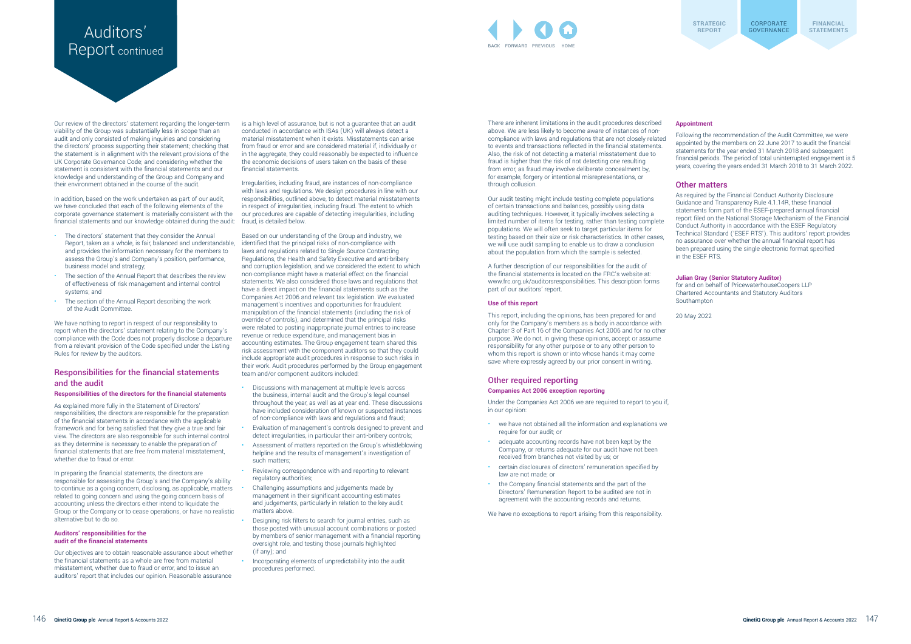# Auditors' Report continued

Our review of the directors' statement regarding the longer-term viability of the Group was substantially less in scope than an audit and only consisted of making inquiries and considering the directors' process supporting their statement; checking that the statement is in alignment with the relevant provisions of the UK Corporate Governance Code; and considering whether the statement is consistent with the financial statements and our knowledge and understanding of the Group and Company and their environment obtained in the course of the audit.

In addition, based on the work undertaken as part of our audit, we have concluded that each of the following elements of the corporate governance statement is materially consistent with the financial statements and our knowledge obtained during the audit:

- The directors' statement that they consider the Annual Report, taken as a whole, is fair, balanced and understandable, and provides the information necessary for the members to assess the Group's and Company's position, performance, business model and strategy;
- The section of the Annual Report that describes the review of effectiveness of risk management and internal control systems; and
- The section of the Annual Report describing the work of the Audit Committee.

We have nothing to report in respect of our responsibility to report when the directors' statement relating to the Company's compliance with the Code does not properly disclose a departure from a relevant provision of the Code specified under the Listing Rules for review by the auditors.

## Responsibilities for the financial statements and the audit

### Responsibilities of the directors for the financial statements

As explained more fully in the Statement of Directors' responsibilities, the directors are responsible for the preparation of the financial statements in accordance with the applicable framework and for being satisfied that they give a true and fair view. The directors are also responsible for such internal control as they determine is necessary to enable the preparation of financial statements that are free from material misstatement, whether due to fraud or error.

In preparing the financial statements, the directors are responsible for assessing the Group's and the Company's ability to continue as a going concern, disclosing, as applicable, matters related to going concern and using the going concern basis of accounting unless the directors either intend to liquidate the Group or the Company or to cease operations, or have no realistic alternative but to do so.

### Auditors' responsibilities for the audit of the financial statements

Our objectives are to obtain reasonable assurance about whether the financial statements as a whole are free from material misstatement, whether due to fraud or error, and to issue an auditors' report that includes our opinion. Reasonable assurance is a high level of assurance, but is not a guarantee that an audit conducted in accordance with ISAs (UK) will always detect a material misstatement when it exists. Misstatements can arise from fraud or error and are considered material if, individually or in the aggregate, they could reasonably be expected to influence the economic decisions of users taken on the basis of these financial statements.

Irregularities, including fraud, are instances of non-compliance with laws and regulations. We design procedures in line with our responsibilities, outlined above, to detect material misstatements in respect of irregularities, including fraud. The extent to which our procedures are capable of detecting irregularities, including fraud, is detailed below.

Based on our understanding of the Group and industry, we identified that the principal risks of non-compliance with laws and regulations related to Single Source Contracting Regulations, the Health and Safety Executive and anti-bribery and corruption legislation, and we considered the extent to which non-compliance might have a material effect on the financial statements. We also considered those laws and regulations that have a direct impact on the financial statements such as the Companies Act 2006 and relevant tax legislation. We evaluated management's incentives and opportunities for fraudulent manipulation of the financial statements (including the risk of override of controls), and determined that the principal risks were related to posting inappropriate journal entries to increase revenue or reduce expenditure, and management bias in accounting estimates. The Group engagement team shared this risk assessment with the component auditors so that they could include appropriate audit procedures in response to such risks in their work. Audit procedures performed by the Group engagement team and/or component auditors included:

- Discussions with management at multiple levels across the business, internal audit and the Group's legal counsel throughout the year, as well as at year end. These discussions have included consideration of known or suspected instances of non-compliance with laws and regulations and fraud;
- Evaluation of management's controls designed to prevent and detect irregularities, in particular their anti-bribery controls;
- Assessment of matters reported on the Group's whistleblowing helpline and the results of management's investigation of such matters;
- Reviewing correspondence with and reporting to relevant regulatory authorities;
- Challenging assumptions and judgements made by management in their significant accounting estimates and judgements, particularly in relation to the key audit matters above.
- Designing risk filters to search for journal entries, such as those posted with unusual account combinations or posted by members of senior management with a financial reporting oversight role, and testing those journals highlighted (if any); and
- Incorporating elements of unpredictability into the audit procedures performed.

There are inherent limitations in the audit procedures described above. We are less likely to become aware of instances of non-compliance with laws and regulations that are not closely related to events and transactions reflected in the financial statements. Also, the risk of not detecting a material misstatement due to fraud is higher than the risk of not detecting one resulting from error, as fraud may involve deliberate concealment by, for example, forgery or intentional misrepresentations, or through collusion.

Our audit testing might include testing complete populations of certain transactions and balances, possibly using data auditing techniques. However, it typically involves selecting a limited number of items for testing, rather than testing complete populations. We will often seek to target particular items for testing based on their size or risk characteristics. In other cases, we will use audit sampling to enable us to draw a conclusion about the population from which the sample is selected.

A further description of our responsibilities for the audit of the financial statements is located on the FRC's website at: www.frc.org.uk/auditorsresponsibilities. This description forms part of our auditors' report.

### Use of this report

This report, including the opinions, has been prepared for and only for the Company's members as a body in accordance with Chapter 3 of Part 16 of the Companies Act 2006 and for no other purpose. We do not, in giving these opinions, accept or assume responsibility for any other purpose or to any other person to whom this report is shown or into whose hands it may come save where expressly agreed by our prior consent in writing.

## Other required reporting

### Companies Act 2006 exception reporting

Under the Companies Act 2006 we are required to report to you if, in our opinion:

- we have not obtained all the information and explanations we require for our audit; or
- adequate accounting records have not been kept by the Company, or returns adequate for our audit have not been received from branches not visited by us; or
- certain disclosures of directors' remuneration specified by law are not made; or
- the Company financial statements and the part of the Directors' Remuneration Report to be audited are not in agreement with the accounting records and returns.

We have no exceptions to report arising from this responsibility.

### Appointment

Following the recommendation of the Audit Committee, we were appointed by the members on 22 June 2017 to audit the financial statements for the year ended 31 March 2018 and subsequent financial periods. The period of total uninterrupted engagement is 5 years, covering the years ended 31 March 2018 to 31 March 2022.

## Other matters

As required by the Financial Conduct Authority Disclosure Guidance and Transparency Rule 4.1.14R, these financial statements form part of the ESEF-prepared annual financial report filed on the National Storage Mechanism of the Financial Conduct Authority in accordance with the ESEF Regulatory Technical Standard ('ESEF RTS'). This auditors' report provides no assurance over whether the annual financial report has been prepared using the single electronic format specified in the ESEF RTS.

**Julian Gray (Senior Statutory Auditor)**
for and on behalf of PricewaterhouseCoopers LLP
Chartered Accountants and Statutory Auditors
Southampton

20 May 2022